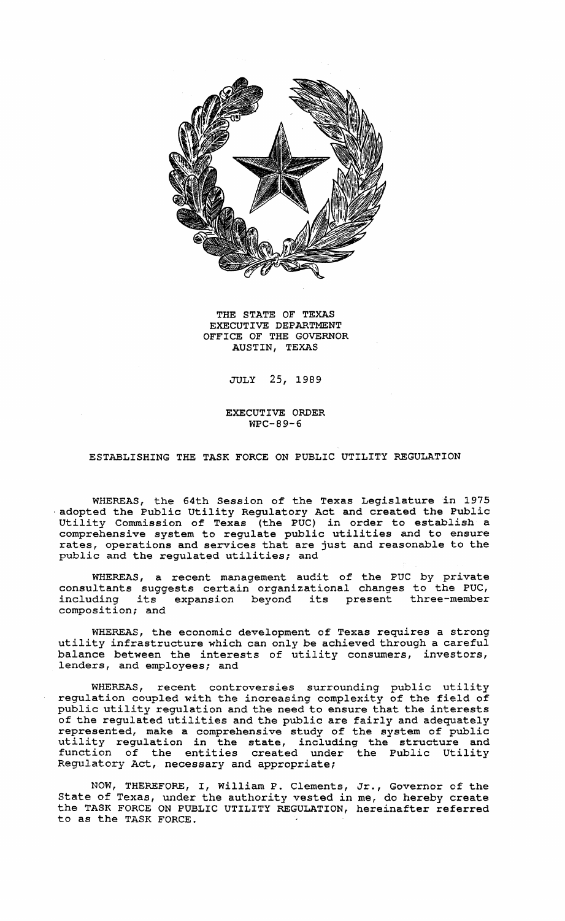THE STATE OF TEXAS
EXECUTIVE DEPARTMENT
OFFICE OF THE GOVERNOR
AUSTIN, TEXAS

JULY 25, 1989

EXECUTIVE ORDER
WPC-89-6

## ESTABLISHING THE TASK FORCE ON PUBLIC UTILITY REGULATION

WHEREAS, the 64th Session of the Texas Legislature in 1975 adopted the Public Utility Regulatory Act and created the Public Utility Commission of Texas (the PUC) in order to establish a comprehensive system to regulate public utilities and to ensure rates, operations and services that are just and reasonable to the public and the regulated utilities; and

WHEREAS, a recent management audit of the PUC by private consultants suggests certain organizational changes to the PUC, including its expansion beyond its present three-member composition; and

WHEREAS, the economic development of Texas requires a strong utility infrastructure which can only be achieved through a careful balance between the interests of utility consumers, investors, lenders, and employees; and

WHEREAS, recent controversies surrounding public utility regulation coupled with the increasing complexity of the field of public utility regulation and the need to ensure that the interests of the regulated utilities and the public are fairly and adequately represented, make a comprehensive study of the system of public utility regulation in the state, including the structure and function of the entities created under the Public Utility Regulatory Act, necessary and appropriate;

NOW, THEREFORE, I, William P. Clements, Jr., Governor of the State of Texas, under the authority vested in me, do hereby create the TASK FORCE ON PUBLIC UTILITY REGULATION, hereinafter referred to as the TASK FORCE.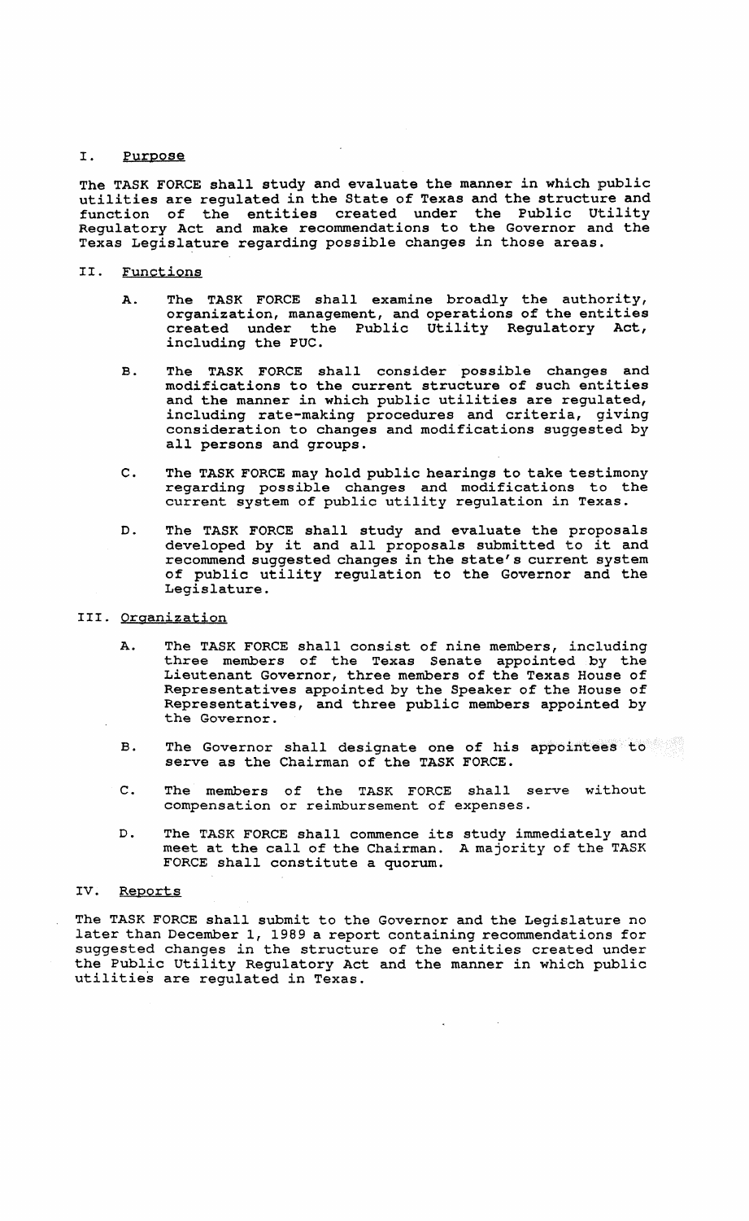## I. Purpose

The TASK FORCE shall study and evaluate the manner in which public utilities are regulated in the State of Texas and the structure and function of the entities created under the Public Utility Regulatory Act and make recommendations to the Governor and the Texas Legislature regarding possible changes in those areas.

## II. Functions

A. The TASK FORCE shall examine broadly the authority, organization, management, and operations of the entities created under the Public Utility Regulatory Act, including the PUC.

B. The TASK FORCE shall consider possible changes and modifications to the current structure of such entities and the manner in which public utilities are regulated, including rate-making procedures and criteria, giving consideration to changes and modifications suggested by all persons and groups.

C. The TASK FORCE may hold public hearings to take testimony regarding possible changes and modifications to the current system of public utility regulation in Texas.

D. The TASK FORCE shall study and evaluate the proposals developed by it and all proposals submitted to it and recommend suggested changes in the state's current system of public utility regulation to the Governor and the Legislature.

## III. Organization

A. The TASK FORCE shall consist of nine members, including three members of the Texas Senate appointed by the Lieutenant Governor, three members of the Texas House of Representatives appointed by the Speaker of the House of Representatives, and three public members appointed by the Governor.

B. The Governor shall designate one of his appointees to serve as the Chairman of the TASK FORCE.

C. The members of the TASK FORCE shall serve without compensation or reimbursement of expenses.

D. The TASK FORCE shall commence its study immediately and meet at the call of the Chairman. A majority of the TASK FORCE shall constitute a quorum.

## IV. Reports

The TASK FORCE shall submit to the Governor and the Legislature no later than December 1, 1989 a report containing recommendations for suggested changes in the structure of the entities created under the Public Utility Regulatory Act and the manner in which public utilities are regulated in Texas.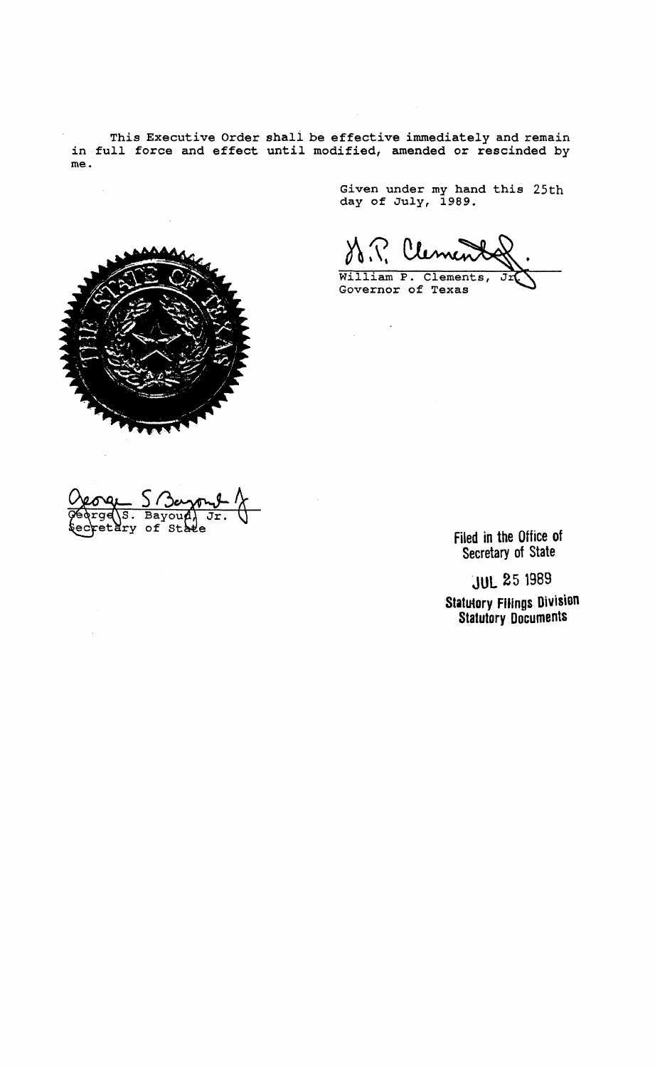This Executive Order shall be effective immediately and remain in full force and effect until modified, amended or rescinded by me.

Given under my hand this 25th day of July, 1989.

William P. Clements, Jr.
Governor of Texas

George S. Bayoud, Jr.
Secretary of State

Filed in the Office of
Secretary of State

JUL 25 1989

Statutory Filings Division
Statutory Documents